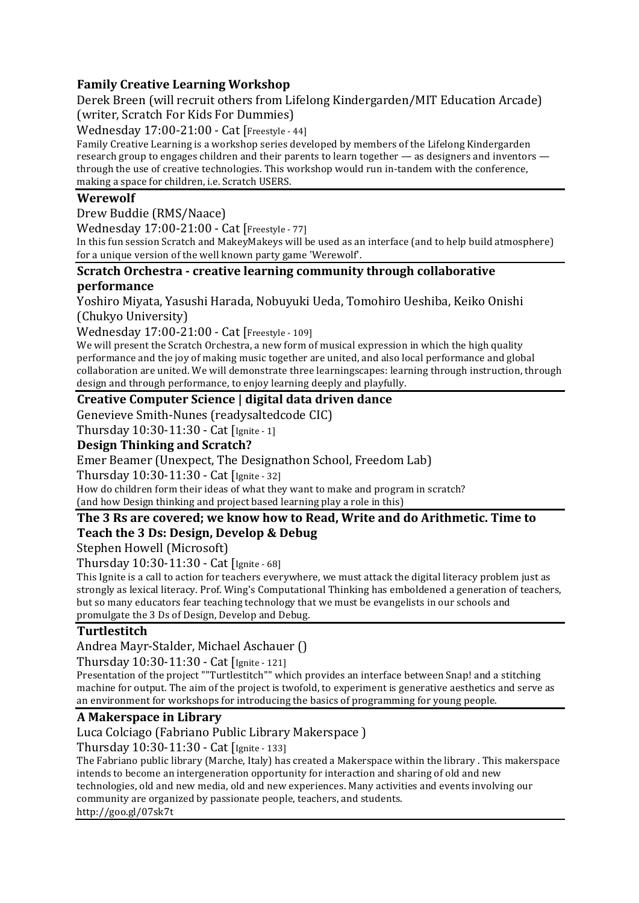## Family Creative Learning Workshop

Derek Breen (will recruit others from Lifelong Kindergarden/MIT Education Arcade) (writer, Scratch For Kids For Dummies)

Wednesday 17:00-21:00 - Cat [Freestyle - 44]

Family Creative Learning is a workshop series developed by members of the Lifelong Kindergarden research group to engages children and their parents to learn together — as designers and inventors — through the use of creative technologies. This workshop would run in-tandem with the conference, making a space for children, i.e. Scratch USERS.

## Werewolf

Drew Buddie (RMS/Naace)

Wednesday 17:00-21:00 - Cat [Freestyle - 77]

In this fun session Scratch and MakeyMakeys will be used as an interface (and to help build atmosphere) for a unique version of the well known party game 'Werewolf'.

## Scratch Orchestra - creative learning community through collaborative performance

Yoshiro Miyata, Yasushi Harada, Nobuyuki Ueda, Tomohiro Ueshiba, Keiko Onishi (Chukyo University)

Wednesday 17:00-21:00 - Cat [Freestyle - 109]

We will present the Scratch Orchestra, a new form of musical expression in which the high quality performance and the joy of making music together are united, and also local performance and global collaboration are united. We will demonstrate three learningscapes: learning through instruction, through design and through performance, to enjoy learning deeply and playfully.

## Creative Computer Science | digital data driven dance

Genevieve Smith-Nunes (readysaltedcode CIC)

Thursday 10:30-11:30 - Cat [Ignite - 1]

## Design Thinking and Scratch?

Emer Beamer (Unexpect, The Designathon School, Freedom Lab)

Thursday 10:30-11:30 - Cat [Ignite - 32]

How do children form their ideas of what they want to make and program in scratch?
(and how Design thinking and project based learning play a role in this)

## The 3 Rs are covered; we know how to Read, Write and do Arithmetic. Time to Teach the 3 Ds: Design, Develop & Debug

Stephen Howell (Microsoft)

Thursday 10:30-11:30 - Cat [Ignite - 68]

This Ignite is a call to action for teachers everywhere, we must attack the digital literacy problem just as strongly as lexical literacy. Prof. Wing's Computational Thinking has emboldened a generation of teachers, but so many educators fear teaching technology that we must be evangelists in our schools and promulgate the 3 Ds of Design, Develop and Debug.

## Turtlestitch

Andrea Mayr-Stalder, Michael Aschauer ()

Thursday 10:30-11:30 - Cat [Ignite - 121]

Presentation of the project ""Turtlestitch"" which provides an interface between Snap! and a stitching machine for output. The aim of the project is twofold, to experiment is generative aesthetics and serve as an environment for workshops for introducing the basics of programming for young people.

## A Makerspace in Library

Luca Colciago (Fabriano Public Library Makerspace )

Thursday 10:30-11:30 - Cat [Ignite - 133]

The Fabriano public library (Marche, Italy) has created a Makerspace within the library . This makerspace intends to become an intergeneration opportunity for interaction and sharing of old and new technologies, old and new media, old and new experiences. Many activities and events involving our community are organized by passionate people, teachers, and students.
http://goo.gl/07sk7t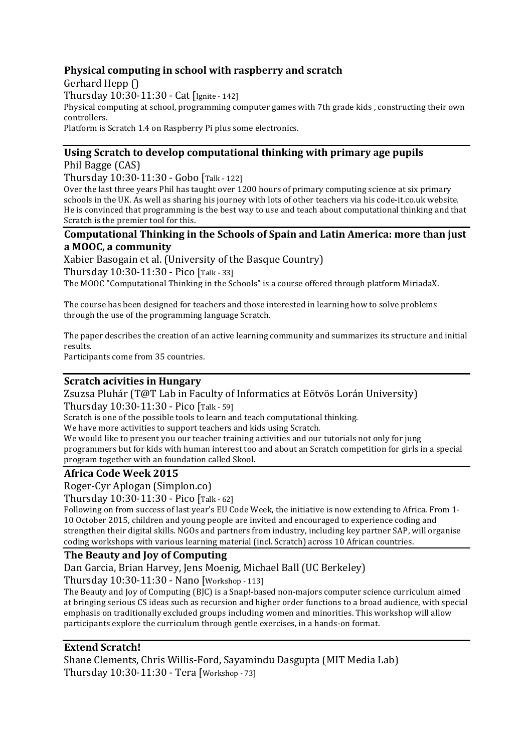### Physical computing in school with raspberry and scratch

Gerhard Hepp ()

Thursday 10:30-11:30 - Cat [Ignite - 142]

Physical computing at school, programming computer games with 7th grade kids , constructing their own controllers.

Platform is Scratch 1.4 on Raspberry Pi plus some electronics.

---

### Using Scratch to develop computational thinking with primary age pupils

Phil Bagge (CAS)

Thursday 10:30-11:30 - Gobo [Talk - 122]

Over the last three years Phil has taught over 1200 hours of primary computing science at six primary schools in the UK. As well as sharing his journey with lots of other teachers via his code-it.co.uk website. He is convinced that programming is the best way to use and teach about computational thinking and that Scratch is the premier tool for this.

---

### Computational Thinking in the Schools of Spain and Latin America: more than just a MOOC, a community

Xabier Basogain et al. (University of the Basque Country)

Thursday 10:30-11:30 - Pico [Talk - 33]

The MOOC "Computational Thinking in the Schools" is a course offered through platform MiriadaX.

The course has been designed for teachers and those interested in learning how to solve problems through the use of the programming language Scratch.

The paper describes the creation of an active learning community and summarizes its structure and initial results.

Participants come from 35 countries.

---

### Scratch acivities in Hungary

Zsuzsa Pluhár (T@T Lab in Faculty of Informatics at Eötvös Lorán University)

Thursday 10:30-11:30 - Pico [Talk - 59]

Scratch is one of the possible tools to learn and teach computational thinking.

We have more activities to support teachers and kids using Scratch.

We would like to present you our teacher training activities and our tutorials not only for jung programmers but for kids with human interest too and about an Scratch competition for girls in a special program together with an foundation called Skool.

---

### Africa Code Week 2015

Roger-Cyr Aplogan (Simplon.co)

Thursday 10:30-11:30 - Pico [Talk - 62]

Following on from success of last year's EU Code Week, the initiative is now extending to Africa. From 1-10 October 2015, children and young people are invited and encouraged to experience coding and strengthen their digital skills. NGOs and partners from industry, including key partner SAP, will organise coding workshops with various learning material (incl. Scratch) across 10 African countries.

---

### The Beauty and Joy of Computing

Dan Garcia, Brian Harvey, Jens Moenig, Michael Ball (UC Berkeley)

Thursday 10:30-11:30 - Nano [Workshop - 113]

The Beauty and Joy of Computing (BJC) is a Snap!-based non-majors computer science curriculum aimed at bringing serious CS ideas such as recursion and higher order functions to a broad audience, with special emphasis on traditionally excluded groups including women and minorities. This workshop will allow participants explore the curriculum through gentle exercises, in a hands-on format.

---

### Extend Scratch!

Shane Clements, Chris Willis-Ford, Sayamindu Dasgupta (MIT Media Lab)

Thursday 10:30-11:30 - Tera [Workshop - 73]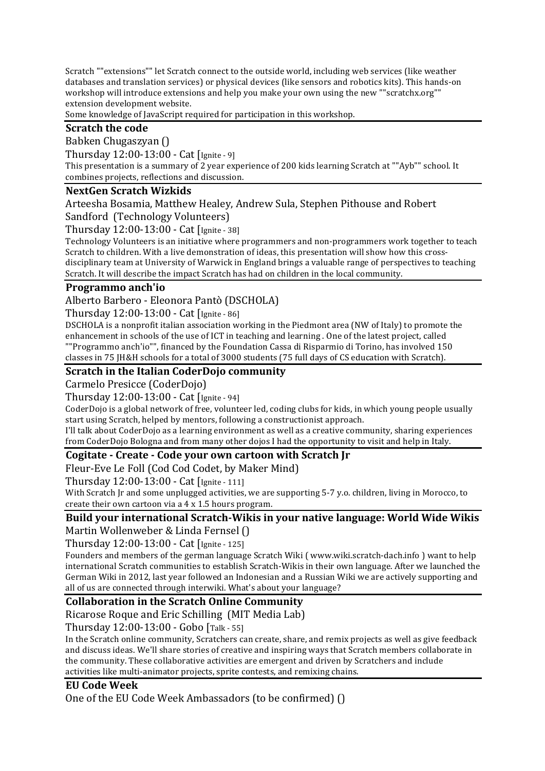Scratch ""extensions"" let Scratch connect to the outside world, including web services (like weather databases and translation services) or physical devices (like sensors and robotics kits). This hands-on workshop will introduce extensions and help you make your own using the new ""scratchx.org"" extension development website.
Some knowledge of JavaScript required for participation in this workshop.

### Scratch the code

Babken Chugaszyan ()

Thursday 12:00-13:00 - Cat [Ignite - 9]

This presentation is a summary of 2 year experience of 200 kids learning Scratch at ""Ayb"" school. It combines projects, reflections and discussion.

### NextGen Scratch Wizkids

Arteesha Bosamia, Matthew Healey, Andrew Sula, Stephen Pithouse and Robert Sandford (Technology Volunteers)

Thursday 12:00-13:00 - Cat [Ignite - 38]

Technology Volunteers is an initiative where programmers and non-programmers work together to teach Scratch to children. With a live demonstration of ideas, this presentation will show how this cross-disciplinary team at University of Warwick in England brings a valuable range of perspectives to teaching Scratch. It will describe the impact Scratch has had on children in the local community.

### Programmo anch'io

Alberto Barbero - Eleonora Pantò (DSCHOLA)

Thursday 12:00-13:00 - Cat [Ignite - 86]

DSCHOLA is a nonprofit italian association working in the Piedmont area (NW of Italy) to promote the enhancement in schools of the use of ICT in teaching and learning . One of the latest project, called ""Programmo anch'io"", financed by the Foundation Cassa di Risparmio di Torino, has involved 150 classes in 75 JH&H schools for a total of 3000 students (75 full days of CS education with Scratch).

### Scratch in the Italian CoderDojo community

Carmelo Presicce (CoderDojo)

Thursday 12:00-13:00 - Cat [Ignite - 94]

CoderDojo is a global network of free, volunteer led, coding clubs for kids, in which young people usually start using Scratch, helped by mentors, following a constructionist approach.
I'll talk about CoderDojo as a learning environment as well as a creative community, sharing experiences from CoderDojo Bologna and from many other dojos I had the opportunity to visit and help in Italy.

### Cogitate - Create - Code your own cartoon with Scratch Jr

Fleur-Eve Le Foll (Cod Cod Codet, by Maker Mind)

Thursday 12:00-13:00 - Cat [Ignite - 111]

With Scratch Jr and some unplugged activities, we are supporting 5-7 y.o. children, living in Morocco, to create their own cartoon via a 4 x 1.5 hours program.

### Build your international Scratch-Wikis in your native language: World Wide Wikis

Martin Wollenweber & Linda Fernsel ()

Thursday 12:00-13:00 - Cat [Ignite - 125]

Founders and members of the german language Scratch Wiki ( www.wiki.scratch-dach.info ) want to help international Scratch communities to establish Scratch-Wikis in their own language. After we launched the German Wiki in 2012, last year followed an Indonesian and a Russian Wiki we are actively supporting and all of us are connected through interwiki. What's about your language?

### Collaboration in the Scratch Online Community

Ricarose Roque and Eric Schilling (MIT Media Lab)

Thursday 12:00-13:00 - Gobo [Talk - 55]

In the Scratch online community, Scratchers can create, share, and remix projects as well as give feedback and discuss ideas. We'll share stories of creative and inspiring ways that Scratch members collaborate in the community. These collaborative activities are emergent and driven by Scratchers and include activities like multi-animator projects, sprite contests, and remixing chains.

### EU Code Week

One of the EU Code Week Ambassadors (to be confirmed) ()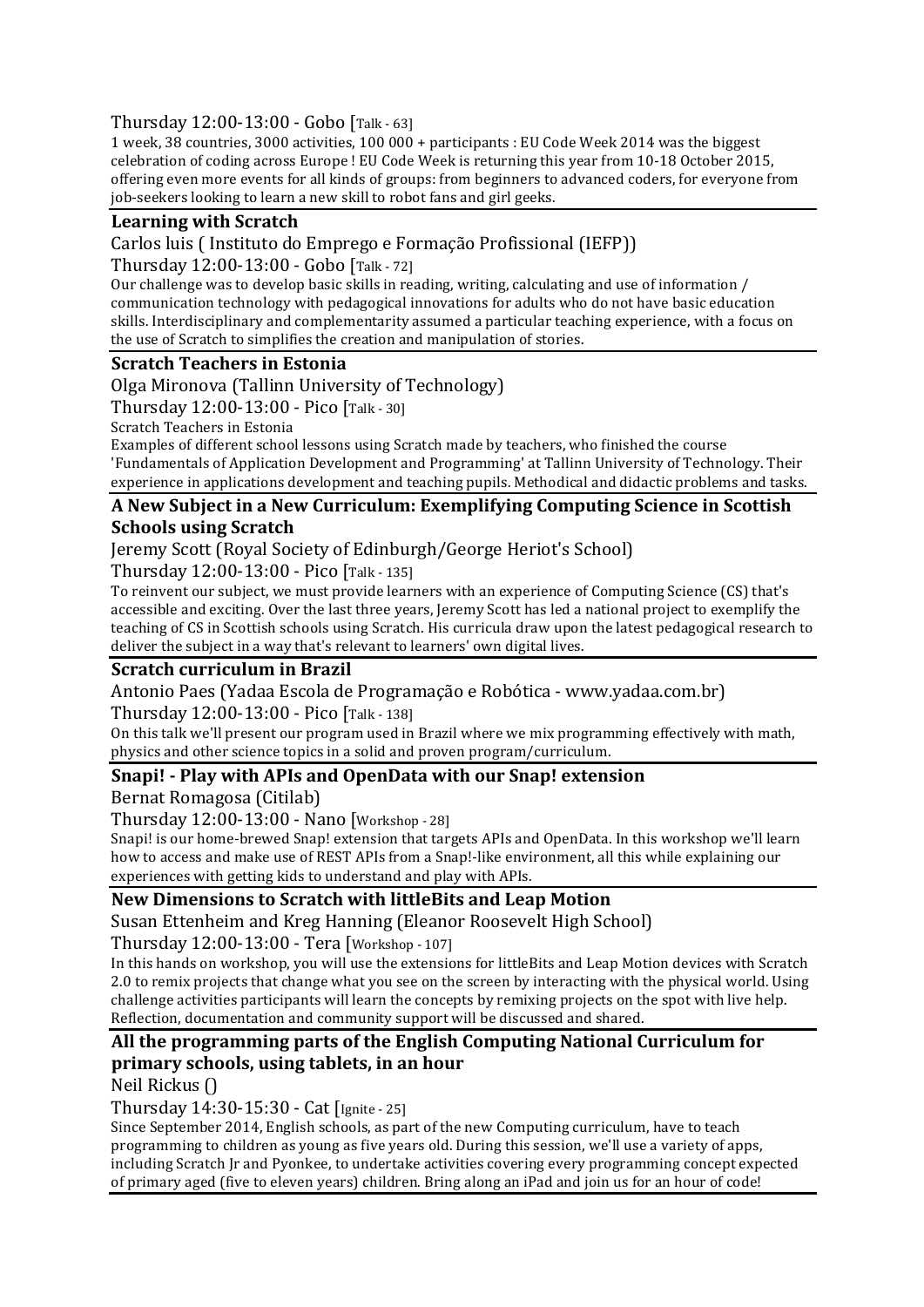Thursday 12:00-13:00 - Gobo [Talk - 63]

1 week, 38 countries, 3000 activities, 100 000 + participants : EU Code Week 2014 was the biggest celebration of coding across Europe ! EU Code Week is returning this year from 10-18 October 2015, offering even more events for all kinds of groups: from beginners to advanced coders, for everyone from job-seekers looking to learn a new skill to robot fans and girl geeks.

**Learning with Scratch**

Carlos luis ( Instituto do Emprego e Formação Profissional (IEFP))

Thursday 12:00-13:00 - Gobo [Talk - 72]

Our challenge was to develop basic skills in reading, writing, calculating and use of information / communication technology with pedagogical innovations for adults who do not have basic education skills. Interdisciplinary and complementarity assumed a particular teaching experience, with a focus on the use of Scratch to simplifies the creation and manipulation of stories.

**Scratch Teachers in Estonia**

Olga Mironova (Tallinn University of Technology)

Thursday 12:00-13:00 - Pico [Talk - 30]

Scratch Teachers in Estonia

Examples of different school lessons using Scratch made by teachers, who finished the course 'Fundamentals of Application Development and Programming' at Tallinn University of Technology. Their experience in applications development and teaching pupils. Methodical and didactic problems and tasks.

**A New Subject in a New Curriculum: Exemplifying Computing Science in Scottish Schools using Scratch**

Jeremy Scott (Royal Society of Edinburgh/George Heriot's School)

Thursday 12:00-13:00 - Pico [Talk - 135]

To reinvent our subject, we must provide learners with an experience of Computing Science (CS) that's accessible and exciting. Over the last three years, Jeremy Scott has led a national project to exemplify the teaching of CS in Scottish schools using Scratch. His curricula draw upon the latest pedagogical research to deliver the subject in a way that's relevant to learners' own digital lives.

**Scratch curriculum in Brazil**

Antonio Paes (Yadaa Escola de Programação e Robótica - www.yadaa.com.br)

Thursday 12:00-13:00 - Pico [Talk - 138]

On this talk we'll present our program used in Brazil where we mix programming effectively with math, physics and other science topics in a solid and proven program/curriculum.

**Snapi! - Play with APIs and OpenData with our Snap! extension**

Bernat Romagosa (Citilab)

Thursday 12:00-13:00 - Nano [Workshop - 28]

Snapi! is our home-brewed Snap! extension that targets APIs and OpenData. In this workshop we'll learn how to access and make use of REST APIs from a Snap!-like environment, all this while explaining our experiences with getting kids to understand and play with APIs.

**New Dimensions to Scratch with littleBits and Leap Motion**

Susan Ettenheim and Kreg Hanning (Eleanor Roosevelt High School)

Thursday 12:00-13:00 - Tera [Workshop - 107]

In this hands on workshop, you will use the extensions for littleBits and Leap Motion devices with Scratch 2.0 to remix projects that change what you see on the screen by interacting with the physical world. Using challenge activities participants will learn the concepts by remixing projects on the spot with live help. Reflection, documentation and community support will be discussed and shared.

**All the programming parts of the English Computing National Curriculum for primary schools, using tablets, in an hour**

Neil Rickus ()

Thursday 14:30-15:30 - Cat [Ignite - 25]

Since September 2014, English schools, as part of the new Computing curriculum, have to teach programming to children as young as five years old. During this session, we'll use a variety of apps, including Scratch Jr and Pyonkee, to undertake activities covering every programming concept expected of primary aged (five to eleven years) children. Bring along an iPad and join us for an hour of code!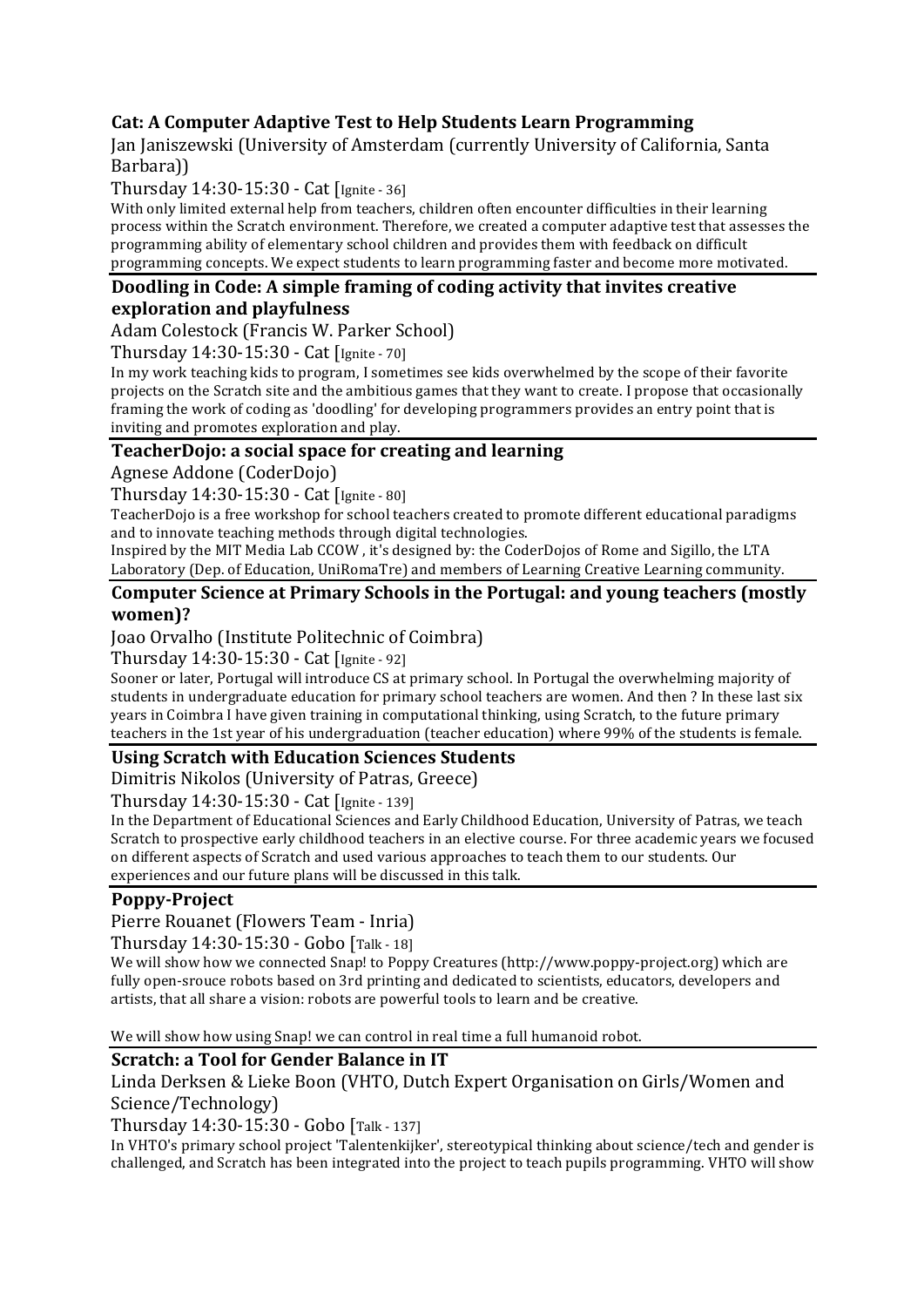### Cat: A Computer Adaptive Test to Help Students Learn Programming

Jan Janiszewski (University of Amsterdam (currently University of California, Santa Barbara))

Thursday 14:30-15:30 - Cat [Ignite - 36]

With only limited external help from teachers, children often encounter difficulties in their learning process within the Scratch environment. Therefore, we created a computer adaptive test that assesses the programming ability of elementary school children and provides them with feedback on difficult programming concepts. We expect students to learn programming faster and become more motivated.

### Doodling in Code: A simple framing of coding activity that invites creative exploration and playfulness

Adam Colestock (Francis W. Parker School)

Thursday 14:30-15:30 - Cat [Ignite - 70]

In my work teaching kids to program, I sometimes see kids overwhelmed by the scope of their favorite projects on the Scratch site and the ambitious games that they want to create. I propose that occasionally framing the work of coding as 'doodling' for developing programmers provides an entry point that is inviting and promotes exploration and play.

### TeacherDojo: a social space for creating and learning

Agnese Addone (CoderDojo)

Thursday 14:30-15:30 - Cat [Ignite - 80]

TeacherDojo is a free workshop for school teachers created to promote different educational paradigms and to innovate teaching methods through digital technologies.

Inspired by the MIT Media Lab CCOW , it's designed by: the CoderDojos of Rome and Sigillo, the LTA Laboratory (Dep. of Education, UniRomaTre) and members of Learning Creative Learning community.

### Computer Science at Primary Schools in the Portugal: and young teachers (mostly women)?

Joao Orvalho (Institute Politechnic of Coimbra)

Thursday 14:30-15:30 - Cat [Ignite - 92]

Sooner or later, Portugal will introduce CS at primary school. In Portugal the overwhelming majority of students in undergraduate education for primary school teachers are women. And then ? In these last six years in Coimbra I have given training in computational thinking, using Scratch, to the future primary teachers in the 1st year of his undergraduation (teacher education) where 99% of the students is female.

### Using Scratch with Education Sciences Students

Dimitris Nikolos (University of Patras, Greece)

Thursday 14:30-15:30 - Cat [Ignite - 139]

In the Department of Educational Sciences and Early Childhood Education, University of Patras, we teach Scratch to prospective early childhood teachers in an elective course. For three academic years we focused on different aspects of Scratch and used various approaches to teach them to our students. Our experiences and our future plans will be discussed in this talk.

### Poppy-Project

Pierre Rouanet (Flowers Team - Inria)

Thursday 14:30-15:30 - Gobo [Talk - 18]

We will show how we connected Snap! to Poppy Creatures (http://www.poppy-project.org) which are fully open-srouce robots based on 3rd printing and dedicated to scientists, educators, developers and artists, that all share a vision: robots are powerful tools to learn and be creative.

We will show how using Snap! we can control in real time a full humanoid robot.

### Scratch: a Tool for Gender Balance in IT

Linda Derksen & Lieke Boon (VHTO, Dutch Expert Organisation on Girls/Women and Science/Technology)

Thursday 14:30-15:30 - Gobo [Talk - 137]

In VHTO's primary school project 'Talentenkijker', stereotypical thinking about science/tech and gender is challenged, and Scratch has been integrated into the project to teach pupils programming. VHTO will show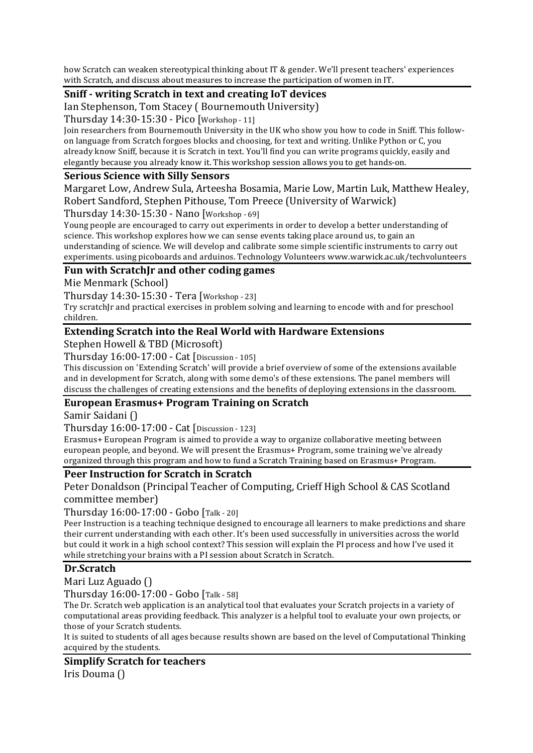how Scratch can weaken stereotypical thinking about IT & gender. We'll present teachers' experiences with Scratch, and discuss about measures to increase the participation of women in IT.

### Sniff - writing Scratch in text and creating IoT devices

Ian Stephenson, Tom Stacey ( Bournemouth University)

Thursday 14:30-15:30 - Pico [Workshop - 11]

Join researchers from Bournemouth University in the UK who show you how to code in Sniff. This follow-on language from Scratch forgoes blocks and choosing, for text and writing. Unlike Python or C, you already know Sniff, because it is Scratch in text. You'll find you can write programs quickly, easily and elegantly because you already know it. This workshop session allows you to get hands-on.

### Serious Science with Silly Sensors

Margaret Low, Andrew Sula, Arteesha Bosamia, Marie Low, Martin Luk, Matthew Healey, Robert Sandford, Stephen Pithouse, Tom Preece (University of Warwick)

Thursday 14:30-15:30 - Nano [Workshop - 69]

Young people are encouraged to carry out experiments in order to develop a better understanding of science. This workshop explores how we can sense events taking place around us, to gain an understanding of science. We will develop and calibrate some simple scientific instruments to carry out experiments. using picoboards and arduinos. Technology Volunteers www.warwick.ac.uk/techvolunteers

### Fun with ScratchJr and other coding games

Mie Menmark (School)

Thursday 14:30-15:30 - Tera [Workshop - 23]

Try scratchJr and practical exercises in problem solving and learning to encode with and for preschool children.

### Extending Scratch into the Real World with Hardware Extensions

Stephen Howell & TBD (Microsoft)

Thursday 16:00-17:00 - Cat [Discussion - 105]

This discussion on 'Extending Scratch' will provide a brief overview of some of the extensions available and in development for Scratch, along with some demo's of these extensions. The panel members will discuss the challenges of creating extensions and the benefits of deploying extensions in the classroom.

### European Erasmus+ Program Training on Scratch

Samir Saidani ()

Thursday 16:00-17:00 - Cat [Discussion - 123]

Erasmus+ European Program is aimed to provide a way to organize collaborative meeting between european people, and beyond. We will present the Erasmus+ Program, some training we've already organized through this program and how to fund a Scratch Training based on Erasmus+ Program.

### Peer Instruction for Scratch in Scratch

Peter Donaldson (Principal Teacher of Computing, Crieff High School & CAS Scotland committee member)

Thursday 16:00-17:00 - Gobo [Talk - 20]

Peer Instruction is a teaching technique designed to encourage all learners to make predictions and share their current understanding with each other. It's been used successfully in universities across the world but could it work in a high school context? This session will explain the PI process and how I've used it while stretching your brains with a PI session about Scratch in Scratch.

### Dr.Scratch

Mari Luz Aguado ()

Thursday 16:00-17:00 - Gobo [Talk - 58]

The Dr. Scratch web application is an analytical tool that evaluates your Scratch projects in a variety of computational areas providing feedback. This analyzer is a helpful tool to evaluate your own projects, or those of your Scratch students.

It is suited to students of all ages because results shown are based on the level of Computational Thinking acquired by the students.

### Simplify Scratch for teachers

Iris Douma ()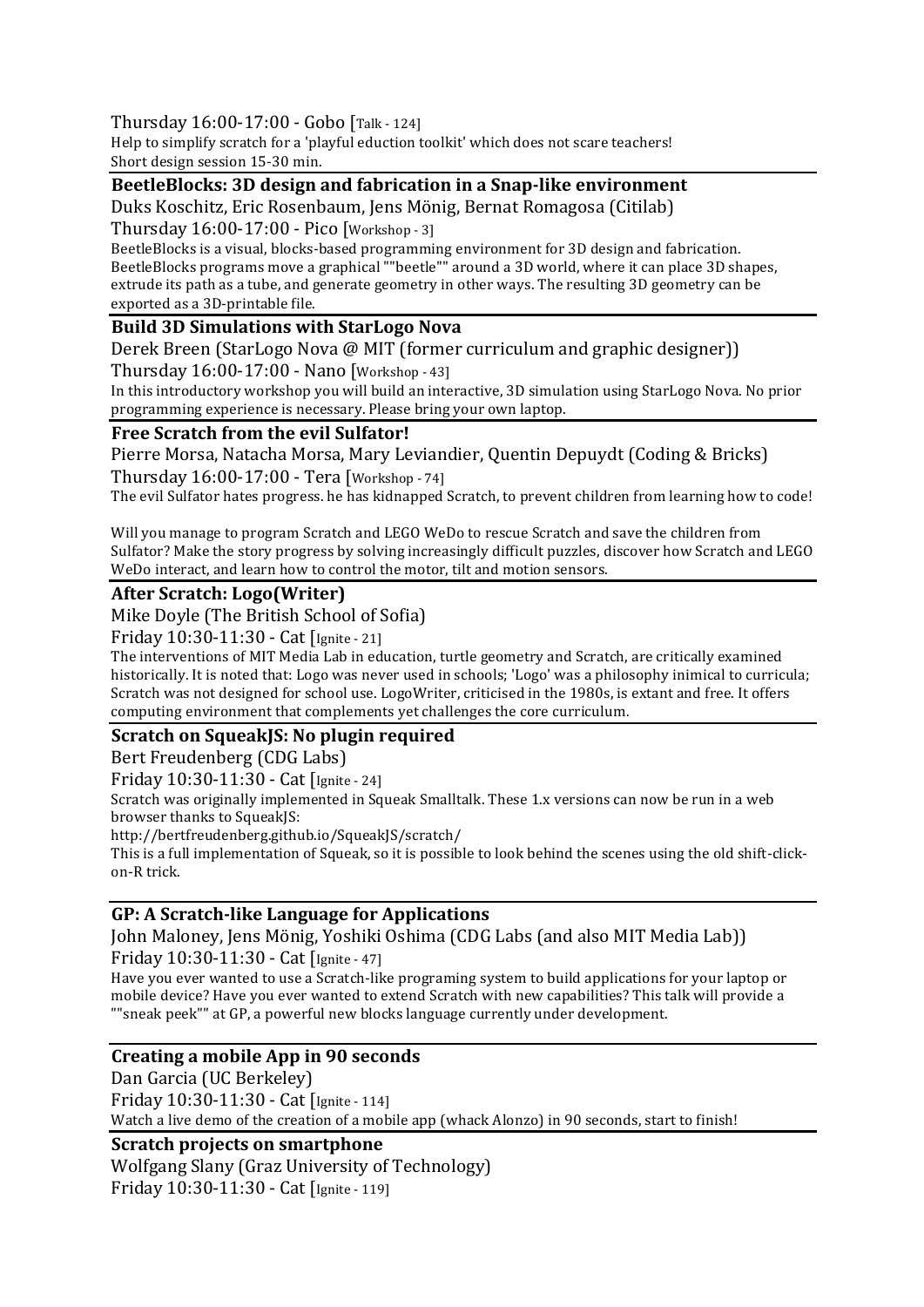Thursday 16:00-17:00 - Gobo [Talk - 124]

Help to simplify scratch for a 'playful eduction toolkit' which does not scare teachers!
Short design session 15-30 min.

### BeetleBlocks: 3D design and fabrication in a Snap-like environment

Duks Koschitz, Eric Rosenbaum, Jens Mönig, Bernat Romagosa (Citilab)

Thursday 16:00-17:00 - Pico [Workshop - 3]

BeetleBlocks is a visual, blocks-based programming environment for 3D design and fabrication. BeetleBlocks programs move a graphical ""beetle"" around a 3D world, where it can place 3D shapes, extrude its path as a tube, and generate geometry in other ways. The resulting 3D geometry can be exported as a 3D-printable file.

### Build 3D Simulations with StarLogo Nova

Derek Breen (StarLogo Nova @ MIT (former curriculum and graphic designer))

Thursday 16:00-17:00 - Nano [Workshop - 43]

In this introductory workshop you will build an interactive, 3D simulation using StarLogo Nova. No prior programming experience is necessary. Please bring your own laptop.

### Free Scratch from the evil Sulfator!

Pierre Morsa, Natacha Morsa, Mary Leviandier, Quentin Depuydt (Coding & Bricks)

Thursday 16:00-17:00 - Tera [Workshop - 74]

The evil Sulfator hates progress. he has kidnapped Scratch, to prevent children from learning how to code!

Will you manage to program Scratch and LEGO WeDo to rescue Scratch and save the children from Sulfator? Make the story progress by solving increasingly difficult puzzles, discover how Scratch and LEGO WeDo interact, and learn how to control the motor, tilt and motion sensors.

### After Scratch: Logo(Writer)

Mike Doyle (The British School of Sofia)

Friday 10:30-11:30 - Cat [Ignite - 21]

The interventions of MIT Media Lab in education, turtle geometry and Scratch, are critically examined historically. It is noted that: Logo was never used in schools; 'Logo' was a philosophy inimical to curricula; Scratch was not designed for school use. LogoWriter, criticised in the 1980s, is extant and free. It offers computing environment that complements yet challenges the core curriculum.

### Scratch on SqueakJS: No plugin required

Bert Freudenberg (CDG Labs)

Friday 10:30-11:30 - Cat [Ignite - 24]

Scratch was originally implemented in Squeak Smalltalk. These 1.x versions can now be run in a web browser thanks to SqueakJS:
http://bertfreudenberg.github.io/SqueakJS/scratch/
This is a full implementation of Squeak, so it is possible to look behind the scenes using the old shift-click-on-R trick.

### GP: A Scratch-like Language for Applications

John Maloney, Jens Mönig, Yoshiki Oshima (CDG Labs (and also MIT Media Lab))

Friday 10:30-11:30 - Cat [Ignite - 47]

Have you ever wanted to use a Scratch-like programing system to build applications for your laptop or mobile device? Have you ever wanted to extend Scratch with new capabilities? This talk will provide a ""sneak peek"" at GP, a powerful new blocks language currently under development.

### Creating a mobile App in 90 seconds

Dan Garcia (UC Berkeley)

Friday 10:30-11:30 - Cat [Ignite - 114]

Watch a live demo of the creation of a mobile app (whack Alonzo) in 90 seconds, start to finish!

### Scratch projects on smartphone

Wolfgang Slany (Graz University of Technology)

Friday 10:30-11:30 - Cat [Ignite - 119]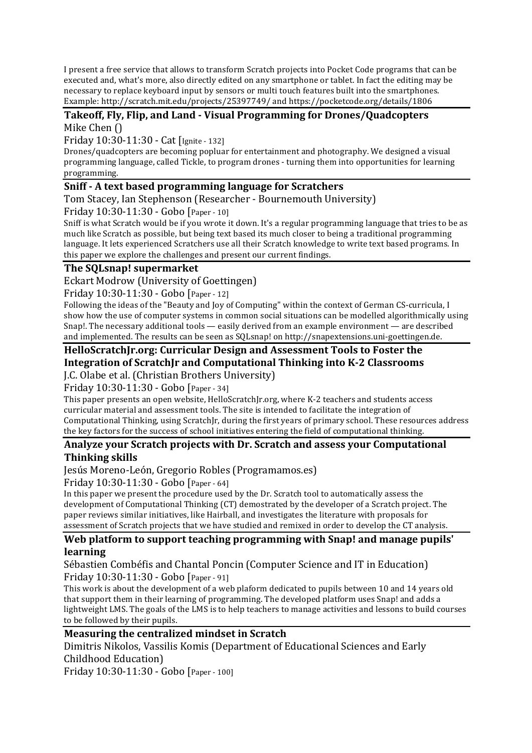I present a free service that allows to transform Scratch projects into Pocket Code programs that can be executed and, what's more, also directly edited on any smartphone or tablet. In fact the editing may be necessary to replace keyboard input by sensors or multi touch features built into the smartphones. Example: http://scratch.mit.edu/projects/25397749/ and https://pocketcode.org/details/1806

### Takeoff, Fly, Flip, and Land - Visual Programming for Drones/Quadcopters

Mike Chen ()

Friday 10:30-11:30 - Cat [Ignite - 132]

Drones/quadcopters are becoming popluar for entertainment and photography. We designed a visual programming language, called Tickle, to program drones - turning them into opportunities for learning programming.

### Sniff - A text based programming language for Scratchers

Tom Stacey, Ian Stephenson (Researcher - Bournemouth University)

Friday 10:30-11:30 - Gobo [Paper - 10]

Sniff is what Scratch would be if you wrote it down. It's a regular programming language that tries to be as much like Scratch as possible, but being text based its much closer to being a traditional programming language. It lets experienced Scratchers use all their Scratch knowledge to write text based programs. In this paper we explore the challenges and present our current findings.

### The SQLsnap! supermarket

Eckart Modrow (University of Goettingen)

Friday 10:30-11:30 - Gobo [Paper - 12]

Following the ideas of the "Beauty and Joy of Computing" within the context of German CS-curricula, I show how the use of computer systems in common social situations can be modelled algorithmically using Snap!. The necessary additional tools — easily derived from an example environment — are described and implemented. The results can be seen as SQLsnap! on http://snapextensions.uni-goettingen.de.

### HelloScratchJr.org: Curricular Design and Assessment Tools to Foster the Integration of ScratchJr and Computational Thinking into K-2 Classrooms

J.C. Olabe et al. (Christian Brothers University)

Friday 10:30-11:30 - Gobo [Paper - 34]

This paper presents an open website, HelloScratchJr.org, where K-2 teachers and students access curricular material and assessment tools. The site is intended to facilitate the integration of Computational Thinking, using ScratchJr, during the first years of primary school. These resources address the key factors for the success of school initiatives entering the field of computational thinking.

### Analyze your Scratch projects with Dr. Scratch and assess your Computational Thinking skills

Jesús Moreno-León, Gregorio Robles (Programamos.es)

Friday 10:30-11:30 - Gobo [Paper - 64]

In this paper we present the procedure used by the Dr. Scratch tool to automatically assess the development of Computational Thinking (CT) demostrated by the developer of a Scratch project. The paper reviews similar initiatives, like Hairball, and investigates the literature with proposals for assessment of Scratch projects that we have studied and remixed in order to develop the CT analysis.

### Web platform to support teaching programming with Snap! and manage pupils' learning

Sébastien Combéfis and Chantal Poncin (Computer Science and IT in Education)

Friday 10:30-11:30 - Gobo [Paper - 91]

This work is about the development of a web plaform dedicated to pupils between 10 and 14 years old that support them in their learning of programming. The developed platform uses Snap! and adds a lightweight LMS. The goals of the LMS is to help teachers to manage activities and lessons to build courses to be followed by their pupils.

### Measuring the centralized mindset in Scratch

Dimitris Nikolos, Vassilis Komis (Department of Educational Sciences and Early Childhood Education)

Friday 10:30-11:30 - Gobo [Paper - 100]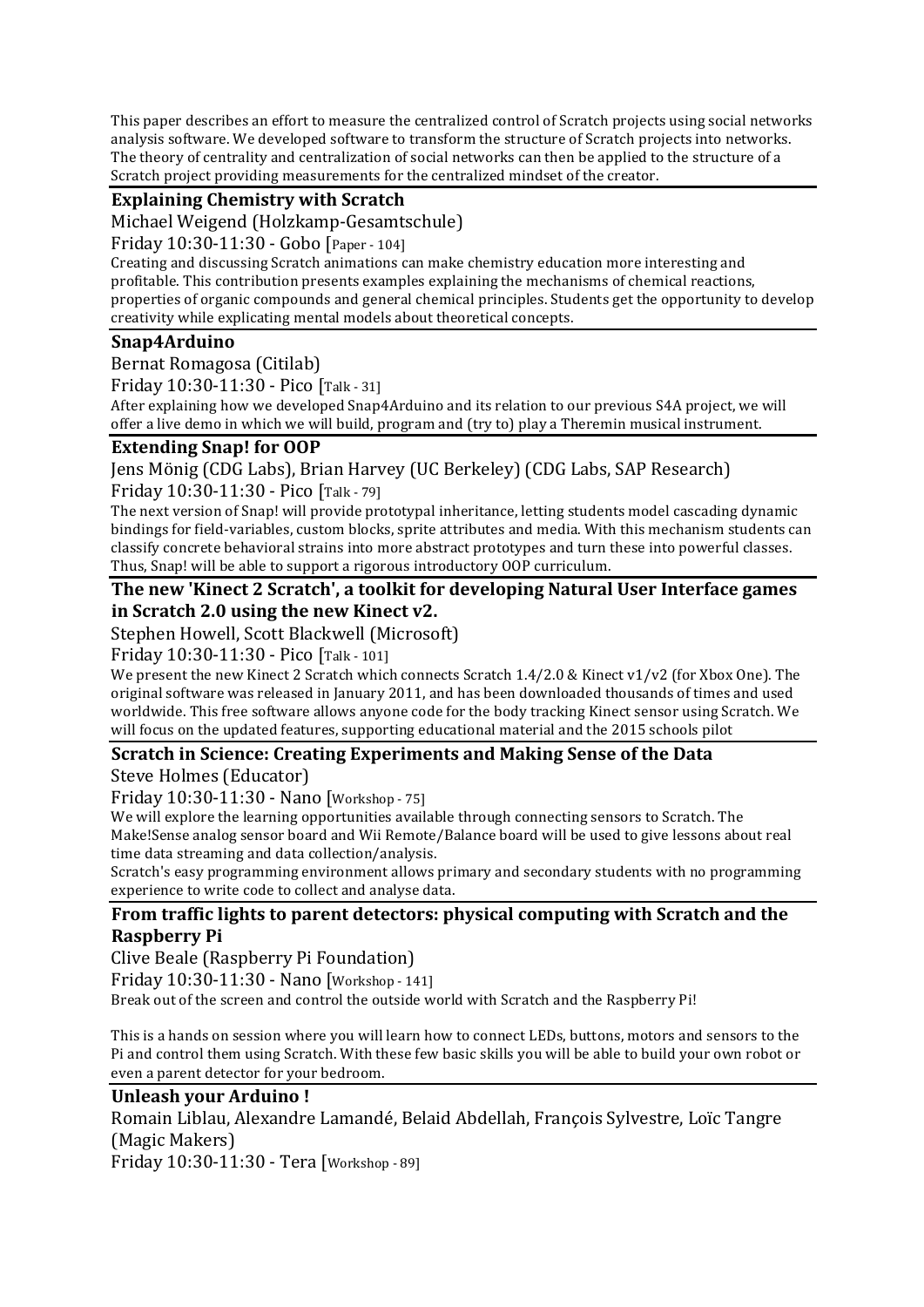This paper describes an effort to measure the centralized control of Scratch projects using social networks analysis software. We developed software to transform the structure of Scratch projects into networks. The theory of centrality and centralization of social networks can then be applied to the structure of a Scratch project providing measurements for the centralized mindset of the creator.

### Explaining Chemistry with Scratch

Michael Weigend (Holzkamp-Gesamtschule)

Friday 10:30-11:30 - Gobo [Paper - 104]

Creating and discussing Scratch animations can make chemistry education more interesting and profitable. This contribution presents examples explaining the mechanisms of chemical reactions, properties of organic compounds and general chemical principles. Students get the opportunity to develop creativity while explicating mental models about theoretical concepts.

### Snap4Arduino

Bernat Romagosa (Citilab)

Friday 10:30-11:30 - Pico [Talk - 31]

After explaining how we developed Snap4Arduino and its relation to our previous S4A project, we will offer a live demo in which we will build, program and (try to) play a Theremin musical instrument.

### Extending Snap! for OOP

Jens Mönig (CDG Labs), Brian Harvey (UC Berkeley) (CDG Labs, SAP Research)

Friday 10:30-11:30 - Pico [Talk - 79]

The next version of Snap! will provide prototypal inheritance, letting students model cascading dynamic bindings for field-variables, custom blocks, sprite attributes and media. With this mechanism students can classify concrete behavioral strains into more abstract prototypes and turn these into powerful classes. Thus, Snap! will be able to support a rigorous introductory OOP curriculum.

### The new 'Kinect 2 Scratch', a toolkit for developing Natural User Interface games in Scratch 2.0 using the new Kinect v2.

Stephen Howell, Scott Blackwell (Microsoft)

Friday 10:30-11:30 - Pico [Talk - 101]

We present the new Kinect 2 Scratch which connects Scratch 1.4/2.0 & Kinect v1/v2 (for Xbox One). The original software was released in January 2011, and has been downloaded thousands of times and used worldwide. This free software allows anyone code for the body tracking Kinect sensor using Scratch. We will focus on the updated features, supporting educational material and the 2015 schools pilot

### Scratch in Science: Creating Experiments and Making Sense of the Data

Steve Holmes (Educator)

Friday 10:30-11:30 - Nano [Workshop - 75]

We will explore the learning opportunities available through connecting sensors to Scratch. The Make!Sense analog sensor board and Wii Remote/Balance board will be used to give lessons about real time data streaming and data collection/analysis.

Scratch's easy programming environment allows primary and secondary students with no programming experience to write code to collect and analyse data.

### From traffic lights to parent detectors: physical computing with Scratch and the Raspberry Pi

Clive Beale (Raspberry Pi Foundation)

Friday 10:30-11:30 - Nano [Workshop - 141]

Break out of the screen and control the outside world with Scratch and the Raspberry Pi!

This is a hands on session where you will learn how to connect LEDs, buttons, motors and sensors to the Pi and control them using Scratch. With these few basic skills you will be able to build your own robot or even a parent detector for your bedroom.

### Unleash your Arduino !

Romain Liblau, Alexandre Lamandé, Belaid Abdellah, François Sylvestre, Loïc Tangre (Magic Makers)

Friday 10:30-11:30 - Tera [Workshop - 89]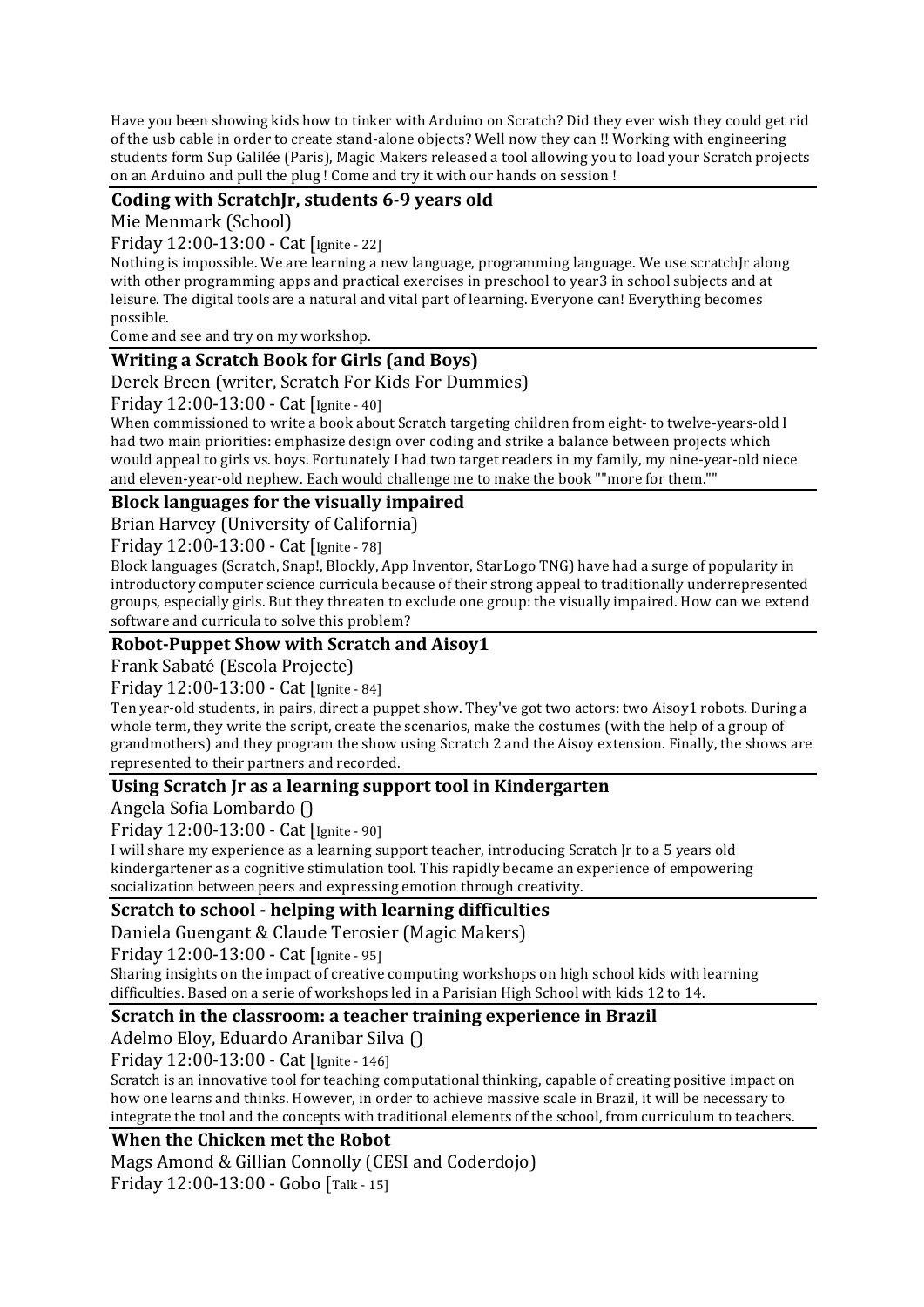Have you been showing kids how to tinker with Arduino on Scratch? Did they ever wish they could get rid of the usb cable in order to create stand-alone objects? Well now they can !! Working with engineering students form Sup Galilée (Paris), Magic Makers released a tool allowing you to load your Scratch projects on an Arduino and pull the plug ! Come and try it with our hands on session !

### Coding with ScratchJr, students 6-9 years old

Mie Menmark (School)

Friday 12:00-13:00 - Cat [Ignite - 22]

Nothing is impossible. We are learning a new language, programming language. We use scratchJr along with other programming apps and practical exercises in preschool to year3 in school subjects and at leisure. The digital tools are a natural and vital part of learning. Everyone can! Everything becomes possible.
Come and see and try on my workshop.

### Writing a Scratch Book for Girls (and Boys)

Derek Breen (writer, Scratch For Kids For Dummies)

Friday 12:00-13:00 - Cat [Ignite - 40]

When commissioned to write a book about Scratch targeting children from eight- to twelve-years-old I had two main priorities: emphasize design over coding and strike a balance between projects which would appeal to girls vs. boys. Fortunately I had two target readers in my family, my nine-year-old niece and eleven-year-old nephew. Each would challenge me to make the book ""more for them.""

### Block languages for the visually impaired

Brian Harvey (University of California)

Friday 12:00-13:00 - Cat [Ignite - 78]

Block languages (Scratch, Snap!, Blockly, App Inventor, StarLogo TNG) have had a surge of popularity in introductory computer science curricula because of their strong appeal to traditionally underrepresented groups, especially girls. But they threaten to exclude one group: the visually impaired. How can we extend software and curricula to solve this problem?

### Robot-Puppet Show with Scratch and Aisoy1

Frank Sabaté (Escola Projecte)

Friday 12:00-13:00 - Cat [Ignite - 84]

Ten year-old students, in pairs, direct a puppet show. They've got two actors: two Aisoy1 robots. During a whole term, they write the script, create the scenarios, make the costumes (with the help of a group of grandmothers) and they program the show using Scratch 2 and the Aisoy extension. Finally, the shows are represented to their partners and recorded.

### Using Scratch Jr as a learning support tool in Kindergarten

Angela Sofia Lombardo ()

Friday 12:00-13:00 - Cat [Ignite - 90]

I will share my experience as a learning support teacher, introducing Scratch Jr to a 5 years old kindergartener as a cognitive stimulation tool. This rapidly became an experience of empowering socialization between peers and expressing emotion through creativity.

### Scratch to school - helping with learning difficulties

Daniela Guengant & Claude Terosier (Magic Makers)

Friday 12:00-13:00 - Cat [Ignite - 95]

Sharing insights on the impact of creative computing workshops on high school kids with learning difficulties. Based on a serie of workshops led in a Parisian High School with kids 12 to 14.

### Scratch in the classroom: a teacher training experience in Brazil

Adelmo Eloy, Eduardo Aranibar Silva ()

Friday 12:00-13:00 - Cat [Ignite - 146]

Scratch is an innovative tool for teaching computational thinking, capable of creating positive impact on how one learns and thinks. However, in order to achieve massive scale in Brazil, it will be necessary to integrate the tool and the concepts with traditional elements of the school, from curriculum to teachers.

### When the Chicken met the Robot

Mags Amond & Gillian Connolly (CESI and Coderdojo)

Friday 12:00-13:00 - Gobo [Talk - 15]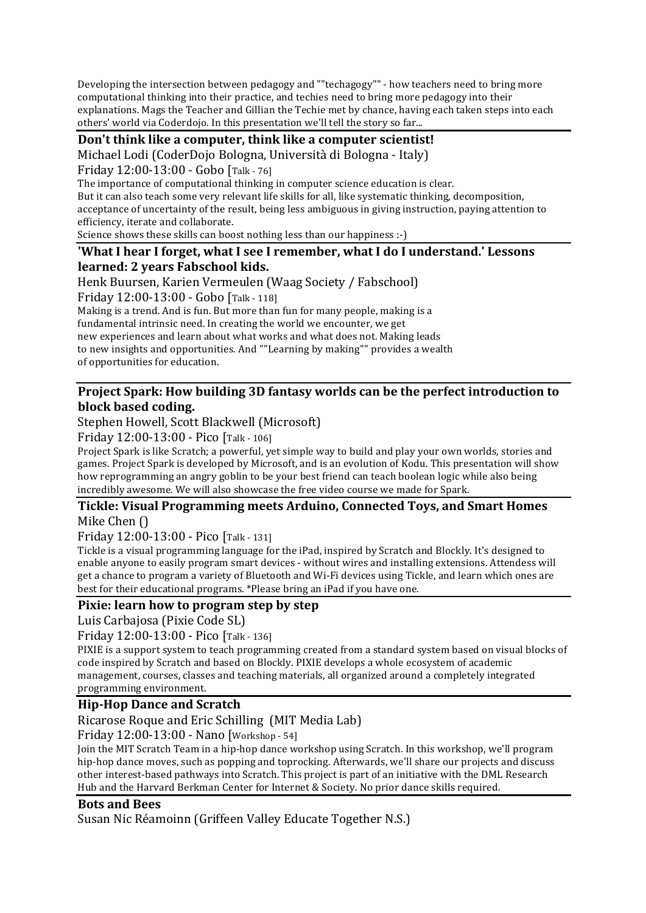Developing the intersection between pedagogy and ""techagogy"" - how teachers need to bring more computational thinking into their practice, and techies need to bring more pedagogy into their explanations. Mags the Teacher and Gillian the Techie met by chance, having each taken steps into each others' world via Coderdojo. In this presentation we'll tell the story so far...

### Don't think like a computer, think like a computer scientist!

Michael Lodi (CoderDojo Bologna, Università di Bologna - Italy)

Friday 12:00-13:00 - Gobo [Talk - 76]

The importance of computational thinking in computer science education is clear.
But it can also teach some very relevant life skills for all, like systematic thinking, decomposition, acceptance of uncertainty of the result, being less ambiguous in giving instruction, paying attention to efficiency, iterate and collaborate.
Science shows these skills can boost nothing less than our happiness :-)

### 'What I hear I forget, what I see I remember, what I do I understand.' Lessons learned: 2 years Fabschool kids.

Henk Buursen, Karien Vermeulen (Waag Society / Fabschool)

Friday 12:00-13:00 - Gobo [Talk - 118]

Making is a trend. And is fun. But more than fun for many people, making is a fundamental intrinsic need. In creating the world we encounter, we get new experiences and learn about what works and what does not. Making leads to new insights and opportunities. And ""Learning by making"" provides a wealth of opportunities for education.

### Project Spark: How building 3D fantasy worlds can be the perfect introduction to block based coding.

Stephen Howell, Scott Blackwell (Microsoft)

Friday 12:00-13:00 - Pico [Talk - 106]

Project Spark is like Scratch; a powerful, yet simple way to build and play your own worlds, stories and games. Project Spark is developed by Microsoft, and is an evolution of Kodu. This presentation will show how reprogramming an angry goblin to be your best friend can teach boolean logic while also being incredibly awesome. We will also showcase the free video course we made for Spark.

### Tickle: Visual Programming meets Arduino, Connected Toys, and Smart Homes

Mike Chen ()

Friday 12:00-13:00 - Pico [Talk - 131]

Tickle is a visual programming language for the iPad, inspired by Scratch and Blockly. It's designed to enable anyone to easily program smart devices - without wires and installing extensions. Attendess will get a chance to program a variety of Bluetooth and Wi-Fi devices using Tickle, and learn which ones are best for their educational programs. *Please bring an iPad if you have one.

### Pixie: learn how to program step by step

Luis Carbajosa (Pixie Code SL)

Friday 12:00-13:00 - Pico [Talk - 136]

PIXIE is a support system to teach programming created from a standard system based on visual blocks of code inspired by Scratch and based on Blockly. PIXIE develops a whole ecosystem of academic management, courses, classes and teaching materials, all organized around a completely integrated programming environment.

### Hip-Hop Dance and Scratch

Ricarose Roque and Eric Schilling (MIT Media Lab)

Friday 12:00-13:00 - Nano [Workshop - 54]

Join the MIT Scratch Team in a hip-hop dance workshop using Scratch. In this workshop, we'll program hip-hop dance moves, such as popping and toprocking. Afterwards, we'll share our projects and discuss other interest-based pathways into Scratch. This project is part of an initiative with the DML Research Hub and the Harvard Berkman Center for Internet & Society. No prior dance skills required.

### Bots and Bees

Susan Nic Réamoinn (Griffeen Valley Educate Together N.S.)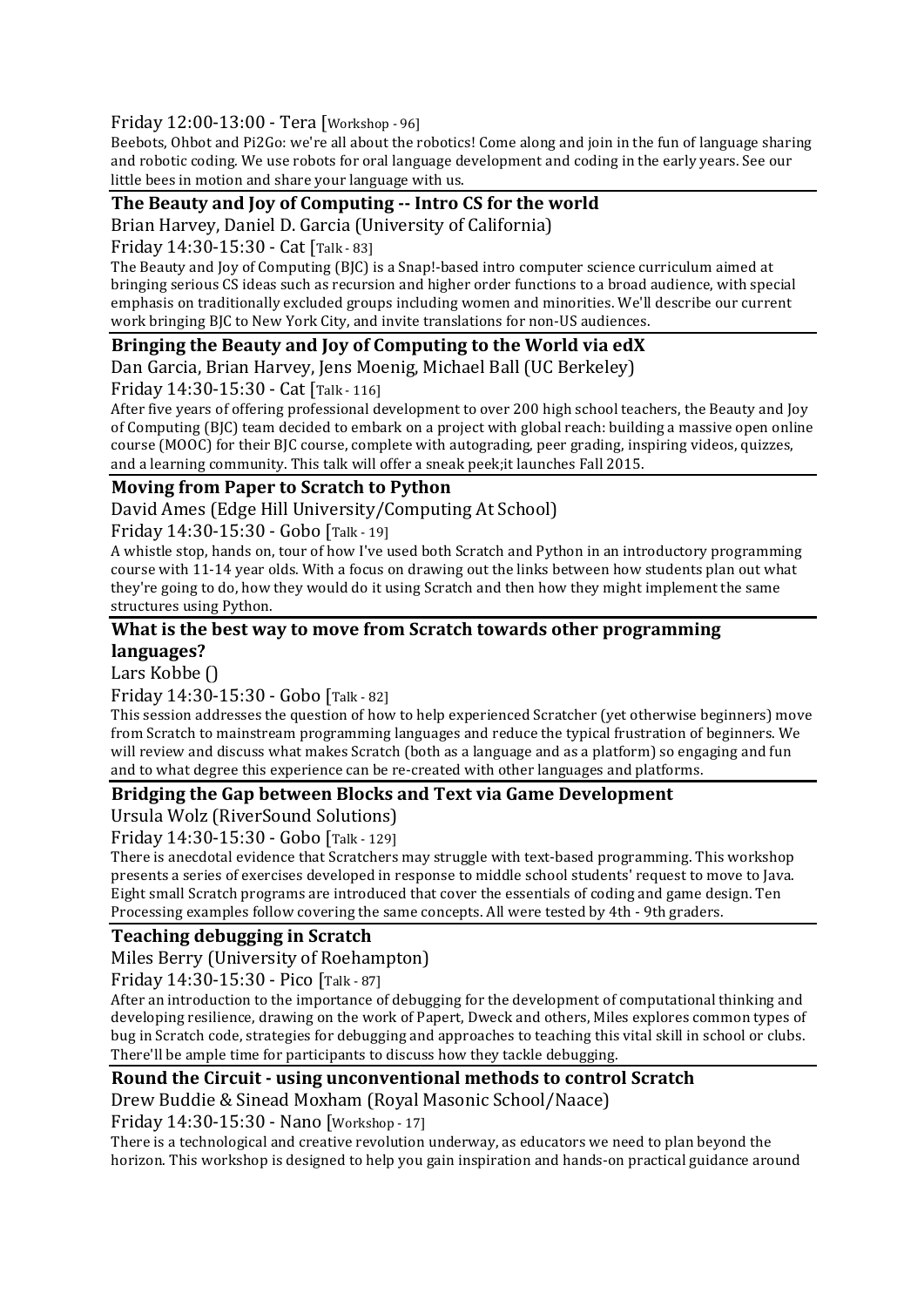Friday 12:00-13:00 - Tera [Workshop - 96]

Beebots, Ohbot and Pi2Go: we're all about the robotics! Come along and join in the fun of language sharing and robotic coding. We use robots for oral language development and coding in the early years. See our little bees in motion and share your language with us.

### The Beauty and Joy of Computing -- Intro CS for the world

Brian Harvey, Daniel D. Garcia (University of California)

Friday 14:30-15:30 - Cat [Talk - 83]

The Beauty and Joy of Computing (BJC) is a Snap!-based intro computer science curriculum aimed at bringing serious CS ideas such as recursion and higher order functions to a broad audience, with special emphasis on traditionally excluded groups including women and minorities. We'll describe our current work bringing BJC to New York City, and invite translations for non-US audiences.

### Bringing the Beauty and Joy of Computing to the World via edX

Dan Garcia, Brian Harvey, Jens Moenig, Michael Ball (UC Berkeley)

Friday 14:30-15:30 - Cat [Talk - 116]

After five years of offering professional development to over 200 high school teachers, the Beauty and Joy of Computing (BJC) team decided to embark on a project with global reach: building a massive open online course (MOOC) for their BJC course, complete with autograding, peer grading, inspiring videos, quizzes, and a learning community. This talk will offer a sneak peek;it launches Fall 2015.

### Moving from Paper to Scratch to Python

David Ames (Edge Hill University/Computing At School)

Friday 14:30-15:30 - Gobo [Talk - 19]

A whistle stop, hands on, tour of how I've used both Scratch and Python in an introductory programming course with 11-14 year olds. With a focus on drawing out the links between how students plan out what they're going to do, how they would do it using Scratch and then how they might implement the same structures using Python.

### What is the best way to move from Scratch towards other programming languages?

Lars Kobbe ()

Friday 14:30-15:30 - Gobo [Talk - 82]

This session addresses the question of how to help experienced Scratcher (yet otherwise beginners) move from Scratch to mainstream programming languages and reduce the typical frustration of beginners. We will review and discuss what makes Scratch (both as a language and as a platform) so engaging and fun and to what degree this experience can be re-created with other languages and platforms.

### Bridging the Gap between Blocks and Text via Game Development

Ursula Wolz (RiverSound Solutions)

Friday 14:30-15:30 - Gobo [Talk - 129]

There is anecdotal evidence that Scratchers may struggle with text-based programming. This workshop presents a series of exercises developed in response to middle school students' request to move to Java. Eight small Scratch programs are introduced that cover the essentials of coding and game design. Ten Processing examples follow covering the same concepts. All were tested by 4th - 9th graders.

### Teaching debugging in Scratch

Miles Berry (University of Roehampton)

Friday 14:30-15:30 - Pico [Talk - 87]

After an introduction to the importance of debugging for the development of computational thinking and developing resilience, drawing on the work of Papert, Dweck and others, Miles explores common types of bug in Scratch code, strategies for debugging and approaches to teaching this vital skill in school or clubs. There'll be ample time for participants to discuss how they tackle debugging.

### Round the Circuit - using unconventional methods to control Scratch

Drew Buddie & Sinead Moxham (Royal Masonic School/Naace)

Friday 14:30-15:30 - Nano [Workshop - 17]

There is a technological and creative revolution underway, as educators we need to plan beyond the horizon. This workshop is designed to help you gain inspiration and hands-on practical guidance around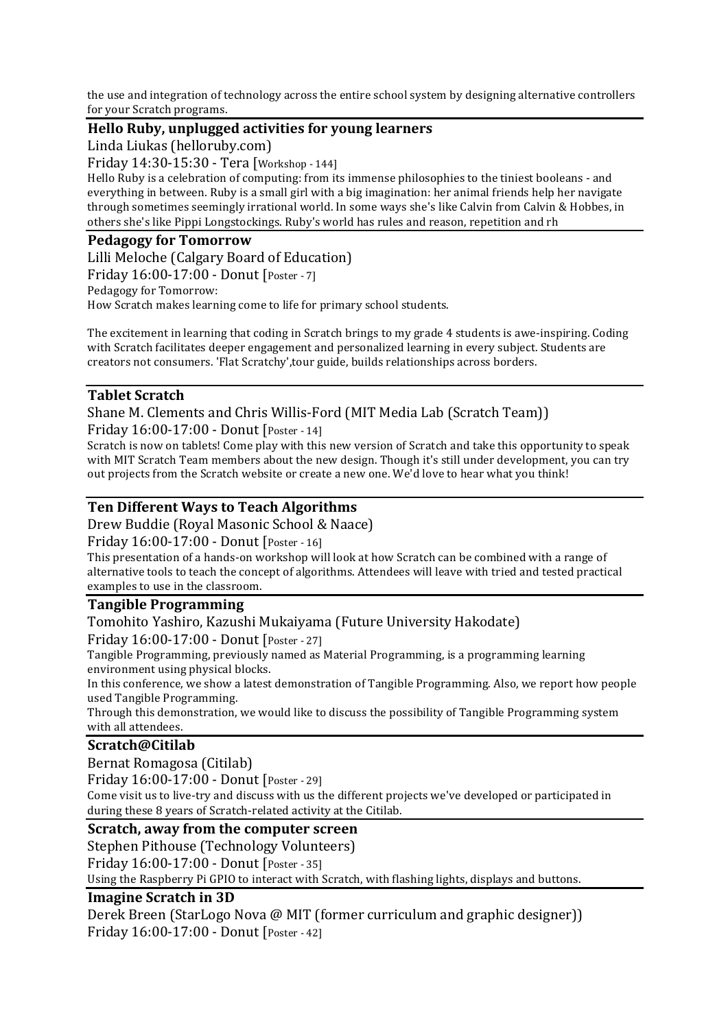the use and integration of technology across the entire school system by designing alternative controllers for your Scratch programs.

### Hello Ruby, unplugged activities for young learners

Linda Liukas (helloruby.com)

Friday 14:30-15:30 - Tera [Workshop - 144]

Hello Ruby is a celebration of computing: from its immense philosophies to the tiniest booleans - and everything in between. Ruby is a small girl with a big imagination: her animal friends help her navigate through sometimes seemingly irrational world. In some ways she's like Calvin from Calvin & Hobbes, in others she's like Pippi Longstockings. Ruby's world has rules and reason, repetition and rh

### Pedagogy for Tomorrow

Lilli Meloche (Calgary Board of Education)

Friday 16:00-17:00 - Donut [Poster - 7]

Pedagogy for Tomorrow:
How Scratch makes learning come to life for primary school students.

The excitement in learning that coding in Scratch brings to my grade 4 students is awe-inspiring. Coding with Scratch facilitates deeper engagement and personalized learning in every subject. Students are creators not consumers. 'Flat Scratchy',tour guide, builds relationships across borders.

### Tablet Scratch

Shane M. Clements and Chris Willis-Ford (MIT Media Lab (Scratch Team))

Friday 16:00-17:00 - Donut [Poster - 14]

Scratch is now on tablets! Come play with this new version of Scratch and take this opportunity to speak with MIT Scratch Team members about the new design. Though it's still under development, you can try out projects from the Scratch website or create a new one. We'd love to hear what you think!

### Ten Different Ways to Teach Algorithms

Drew Buddie (Royal Masonic School & Naace)

Friday 16:00-17:00 - Donut [Poster - 16]

This presentation of a hands-on workshop will look at how Scratch can be combined with a range of alternative tools to teach the concept of algorithms. Attendees will leave with tried and tested practical examples to use in the classroom.

### Tangible Programming

Tomohito Yashiro, Kazushi Mukaiyama (Future University Hakodate)

Friday 16:00-17:00 - Donut [Poster - 27]

Tangible Programming, previously named as Material Programming, is a programming learning environment using physical blocks.
In this conference, we show a latest demonstration of Tangible Programming. Also, we report how people used Tangible Programming.
Through this demonstration, we would like to discuss the possibility of Tangible Programming system with all attendees.

### Scratch@Citilab

Bernat Romagosa (Citilab)

Friday 16:00-17:00 - Donut [Poster - 29]

Come visit us to live-try and discuss with us the different projects we've developed or participated in during these 8 years of Scratch-related activity at the Citilab.

### Scratch, away from the computer screen

Stephen Pithouse (Technology Volunteers)

Friday 16:00-17:00 - Donut [Poster - 35]

Using the Raspberry Pi GPIO to interact with Scratch, with flashing lights, displays and buttons.

### Imagine Scratch in 3D

Derek Breen (StarLogo Nova @ MIT (former curriculum and graphic designer))

Friday 16:00-17:00 - Donut [Poster - 42]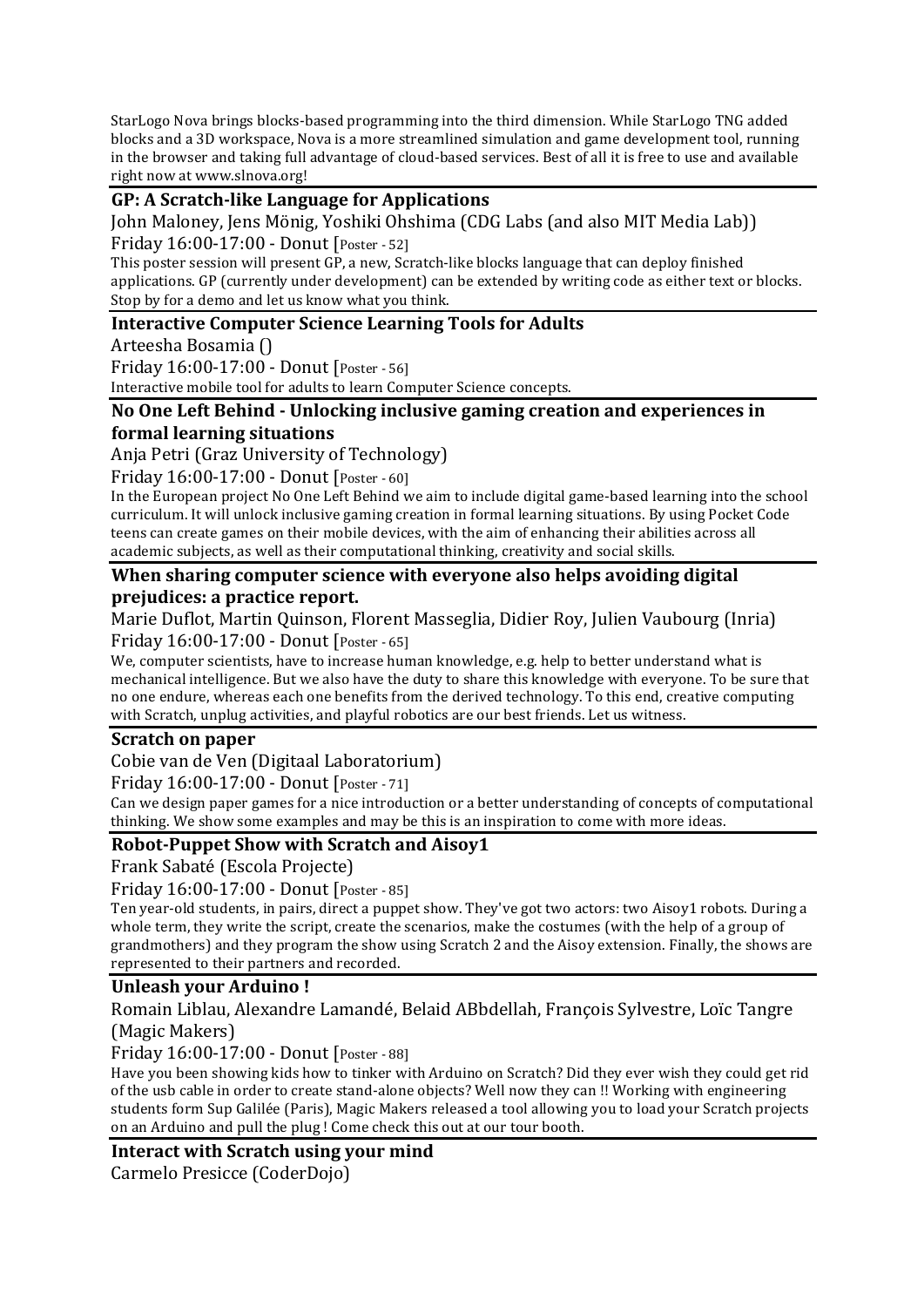StarLogo Nova brings blocks-based programming into the third dimension. While StarLogo TNG added blocks and a 3D workspace, Nova is a more streamlined simulation and game development tool, running in the browser and taking full advantage of cloud-based services. Best of all it is free to use and available right now at www.slnova.org!

### GP: A Scratch-like Language for Applications

John Maloney, Jens Mönig, Yoshiki Ohshima (CDG Labs (and also MIT Media Lab))

Friday 16:00-17:00 - Donut [Poster - 52]

This poster session will present GP, a new, Scratch-like blocks language that can deploy finished applications. GP (currently under development) can be extended by writing code as either text or blocks. Stop by for a demo and let us know what you think.

### Interactive Computer Science Learning Tools for Adults

Arteesha Bosamia ()

Friday 16:00-17:00 - Donut [Poster - 56]

Interactive mobile tool for adults to learn Computer Science concepts.

### No One Left Behind - Unlocking inclusive gaming creation and experiences in formal learning situations

Anja Petri (Graz University of Technology)

Friday 16:00-17:00 - Donut [Poster - 60]

In the European project No One Left Behind we aim to include digital game-based learning into the school curriculum. It will unlock inclusive gaming creation in formal learning situations. By using Pocket Code teens can create games on their mobile devices, with the aim of enhancing their abilities across all academic subjects, as well as their computational thinking, creativity and social skills.

### When sharing computer science with everyone also helps avoiding digital prejudices: a practice report.

Marie Duflot, Martin Quinson, Florent Masseglia, Didier Roy, Julien Vaubourg (Inria)

Friday 16:00-17:00 - Donut [Poster - 65]

We, computer scientists, have to increase human knowledge, e.g. help to better understand what is mechanical intelligence. But we also have the duty to share this knowledge with everyone. To be sure that no one endure, whereas each one benefits from the derived technology. To this end, creative computing with Scratch, unplug activities, and playful robotics are our best friends. Let us witness.

### Scratch on paper

Cobie van de Ven (Digitaal Laboratorium)

Friday 16:00-17:00 - Donut [Poster - 71]

Can we design paper games for a nice introduction or a better understanding of concepts of computational thinking. We show some examples and may be this is an inspiration to come with more ideas.

### Robot-Puppet Show with Scratch and Aisoy1

Frank Sabaté (Escola Projecte)

Friday 16:00-17:00 - Donut [Poster - 85]

Ten year-old students, in pairs, direct a puppet show. They've got two actors: two Aisoy1 robots. During a whole term, they write the script, create the scenarios, make the costumes (with the help of a group of grandmothers) and they program the show using Scratch 2 and the Aisoy extension. Finally, the shows are represented to their partners and recorded.

### Unleash your Arduino !

Romain Liblau, Alexandre Lamandé, Belaid ABbdellah, François Sylvestre, Loïc Tangre (Magic Makers)

Friday 16:00-17:00 - Donut [Poster - 88]

Have you been showing kids how to tinker with Arduino on Scratch? Did they ever wish they could get rid of the usb cable in order to create stand-alone objects? Well now they can !! Working with engineering students form Sup Galilée (Paris), Magic Makers released a tool allowing you to load your Scratch projects on an Arduino and pull the plug ! Come check this out at our tour booth.

### Interact with Scratch using your mind

Carmelo Presicce (CoderDojo)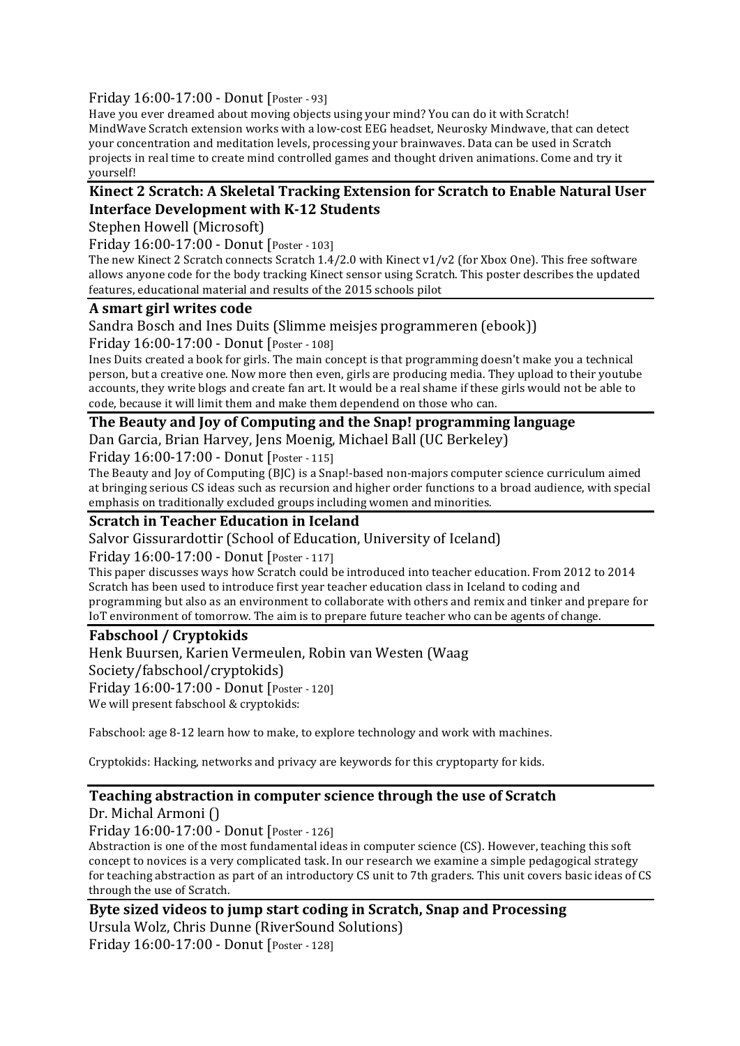Friday 16:00-17:00 - Donut [Poster - 93]

Have you ever dreamed about moving objects using your mind? You can do it with Scratch! MindWave Scratch extension works with a low-cost EEG headset, Neurosky Mindwave, that can detect your concentration and meditation levels, processing your brainwaves. Data can be used in Scratch projects in real time to create mind controlled games and thought driven animations. Come and try it yourself!

**Kinect 2 Scratch: A Skeletal Tracking Extension for Scratch to Enable Natural User Interface Development with K-12 Students**

Stephen Howell (Microsoft)

Friday 16:00-17:00 - Donut [Poster - 103]

The new Kinect 2 Scratch connects Scratch 1.4/2.0 with Kinect v1/v2 (for Xbox One). This free software allows anyone code for the body tracking Kinect sensor using Scratch. This poster describes the updated features, educational material and results of the 2015 schools pilot

**A smart girl writes code**

Sandra Bosch and Ines Duits (Slimme meisjes programmeren (ebook))

Friday 16:00-17:00 - Donut [Poster - 108]

Ines Duits created a book for girls. The main concept is that programming doesn't make you a technical person, but a creative one. Now more then even, girls are producing media. They upload to their youtube accounts, they write blogs and create fan art. It would be a real shame if these girls would not be able to code, because it will limit them and make them dependend on those who can.

**The Beauty and Joy of Computing and the Snap! programming language**

Dan Garcia, Brian Harvey, Jens Moenig, Michael Ball (UC Berkeley)

Friday 16:00-17:00 - Donut [Poster - 115]

The Beauty and Joy of Computing (BJC) is a Snap!-based non-majors computer science curriculum aimed at bringing serious CS ideas such as recursion and higher order functions to a broad audience, with special emphasis on traditionally excluded groups including women and minorities.

**Scratch in Teacher Education in Iceland**

Salvor Gissurardottir (School of Education, University of Iceland)

Friday 16:00-17:00 - Donut [Poster - 117]

This paper discusses ways how Scratch could be introduced into teacher education. From 2012 to 2014 Scratch has been used to introduce first year teacher education class in Iceland to coding and programming but also as an environment to collaborate with others and remix and tinker and prepare for IoT environment of tomorrow. The aim is to prepare future teacher who can be agents of change.

**Fabschool / Cryptokids**

Henk Buursen, Karien Vermeulen, Robin van Westen (Waag Society/fabschool/cryptokids)

Friday 16:00-17:00 - Donut [Poster - 120]

We will present fabschool & cryptokids:

Fabschool: age 8-12 learn how to make, to explore technology and work with machines.

Cryptokids: Hacking, networks and privacy are keywords for this cryptoparty for kids.

**Teaching abstraction in computer science through the use of Scratch**

Dr. Michal Armoni ()

Friday 16:00-17:00 - Donut [Poster - 126]

Abstraction is one of the most fundamental ideas in computer science (CS). However, teaching this soft concept to novices is a very complicated task. In our research we examine a simple pedagogical strategy for teaching abstraction as part of an introductory CS unit to 7th graders. This unit covers basic ideas of CS through the use of Scratch.

**Byte sized videos to jump start coding in Scratch, Snap and Processing**

Ursula Wolz, Chris Dunne (RiverSound Solutions)

Friday 16:00-17:00 - Donut [Poster - 128]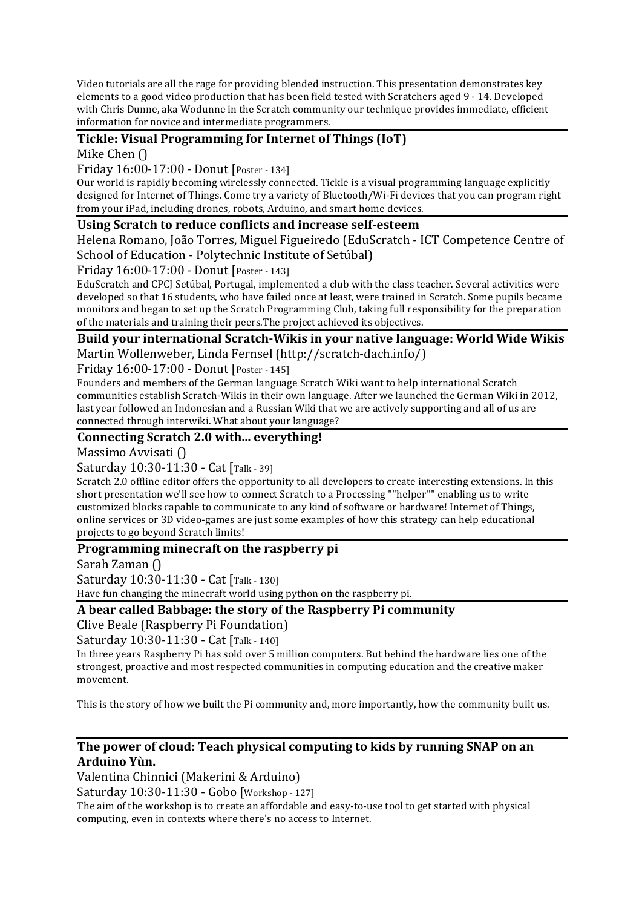Video tutorials are all the rage for providing blended instruction. This presentation demonstrates key elements to a good video production that has been field tested with Scratchers aged 9 - 14. Developed with Chris Dunne, aka Wodunne in the Scratch community our technique provides immediate, efficient information for novice and intermediate programmers.

### Tickle: Visual Programming for Internet of Things (IoT)

Mike Chen ()

Friday 16:00-17:00 - Donut [Poster - 134]

Our world is rapidly becoming wirelessly connected. Tickle is a visual programming language explicitly designed for Internet of Things. Come try a variety of Bluetooth/Wi-Fi devices that you can program right from your iPad, including drones, robots, Arduino, and smart home devices.

### Using Scratch to reduce conflicts and increase self-esteem

Helena Romano, João Torres, Miguel Figueiredo (EduScratch - ICT Competence Centre of School of Education - Polytechnic Institute of Setúbal)

Friday 16:00-17:00 - Donut [Poster - 143]

EduScratch and CPCJ Setúbal, Portugal, implemented a club with the class teacher. Several activities were developed so that 16 students, who have failed once at least, were trained in Scratch. Some pupils became monitors and began to set up the Scratch Programming Club, taking full responsibility for the preparation of the materials and training their peers.The project achieved its objectives.

### Build your international Scratch-Wikis in your native language: World Wide Wikis

Martin Wollenweber, Linda Fernsel (http://scratch-dach.info/)

Friday 16:00-17:00 - Donut [Poster - 145]

Founders and members of the German language Scratch Wiki want to help international Scratch communities establish Scratch-Wikis in their own language. After we launched the German Wiki in 2012, last year followed an Indonesian and a Russian Wiki that we are actively supporting and all of us are connected through interwiki. What about your language?

### Connecting Scratch 2.0 with... everything!

Massimo Avvisati ()

Saturday 10:30-11:30 - Cat [Talk - 39]

Scratch 2.0 offline editor offers the opportunity to all developers to create interesting extensions. In this short presentation we'll see how to connect Scratch to a Processing ""helper"" enabling us to write customized blocks capable to communicate to any kind of software or hardware! Internet of Things, online services or 3D video-games are just some examples of how this strategy can help educational projects to go beyond Scratch limits!

### Programming minecraft on the raspberry pi

Sarah Zaman ()

Saturday 10:30-11:30 - Cat [Talk - 130]

Have fun changing the minecraft world using python on the raspberry pi.

### A bear called Babbage: the story of the Raspberry Pi community

Clive Beale (Raspberry Pi Foundation)

Saturday 10:30-11:30 - Cat [Talk - 140]

In three years Raspberry Pi has sold over 5 million computers. But behind the hardware lies one of the strongest, proactive and most respected communities in computing education and the creative maker movement.

This is the story of how we built the Pi community and, more importantly, how the community built us.

### The power of cloud: Teach physical computing to kids by running SNAP on an Arduino Yùn.

Valentina Chinnici (Makerini & Arduino)

Saturday 10:30-11:30 - Gobo [Workshop - 127]

The aim of the workshop is to create an affordable and easy-to-use tool to get started with physical computing, even in contexts where there's no access to Internet.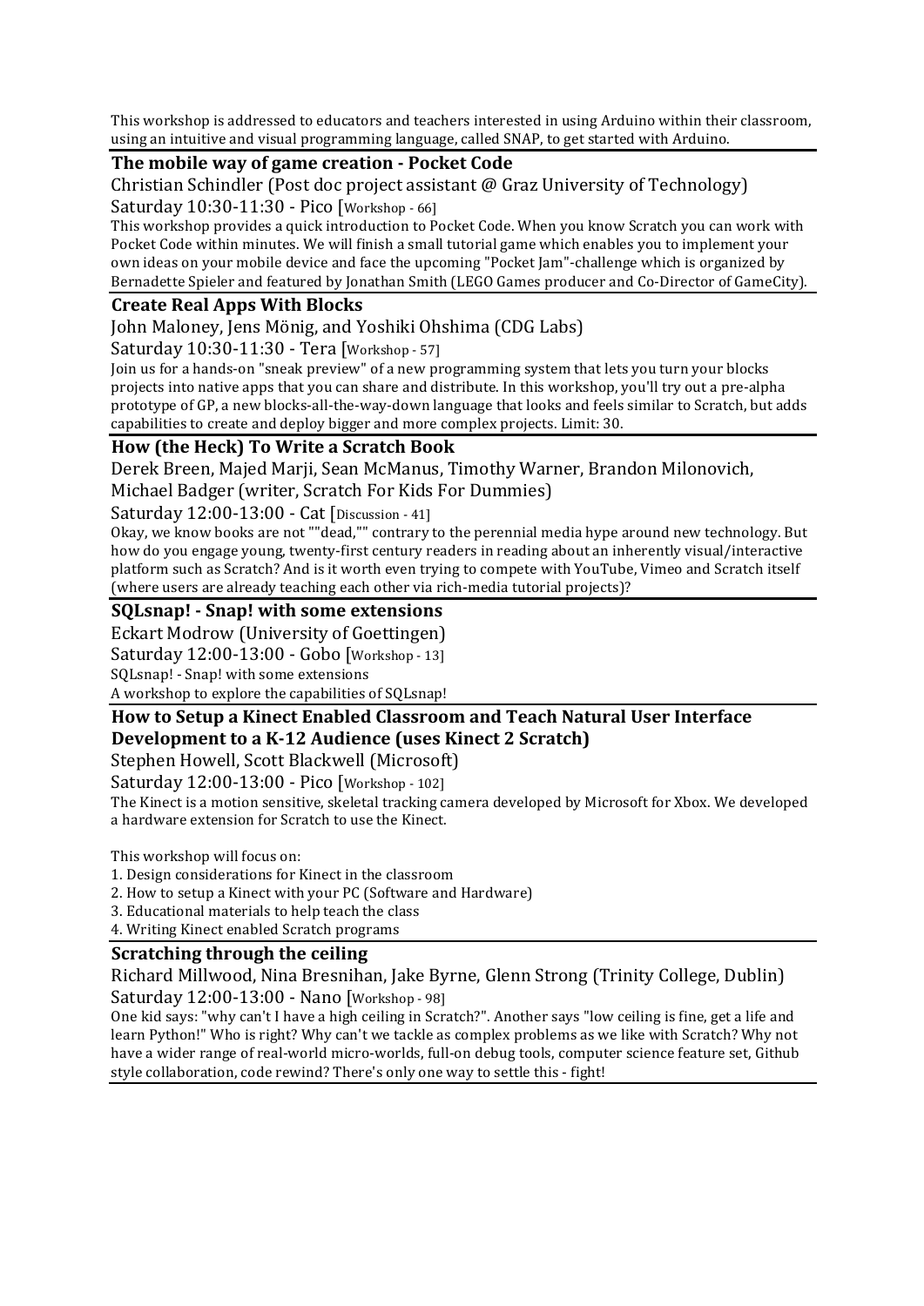This workshop is addressed to educators and teachers interested in using Arduino within their classroom, using an intuitive and visual programming language, called SNAP, to get started with Arduino.

### The mobile way of game creation - Pocket Code

Christian Schindler (Post doc project assistant @ Graz University of Technology)

Saturday 10:30-11:30 - Pico [Workshop - 66]

This workshop provides a quick introduction to Pocket Code. When you know Scratch you can work with Pocket Code within minutes. We will finish a small tutorial game which enables you to implement your own ideas on your mobile device and face the upcoming "Pocket Jam"-challenge which is organized by Bernadette Spieler and featured by Jonathan Smith (LEGO Games producer and Co-Director of GameCity).

### Create Real Apps With Blocks

John Maloney, Jens Mönig, and Yoshiki Ohshima (CDG Labs)

Saturday 10:30-11:30 - Tera [Workshop - 57]

Join us for a hands-on "sneak preview" of a new programming system that lets you turn your blocks projects into native apps that you can share and distribute. In this workshop, you'll try out a pre-alpha prototype of GP, a new blocks-all-the-way-down language that looks and feels similar to Scratch, but adds capabilities to create and deploy bigger and more complex projects. Limit: 30.

### How (the Heck) To Write a Scratch Book

Derek Breen, Majed Marji, Sean McManus, Timothy Warner, Brandon Milonovich, Michael Badger (writer, Scratch For Kids For Dummies)

Saturday 12:00-13:00 - Cat [Discussion - 41]

Okay, we know books are not ""dead,"" contrary to the perennial media hype around new technology. But how do you engage young, twenty-first century readers in reading about an inherently visual/interactive platform such as Scratch? And is it worth even trying to compete with YouTube, Vimeo and Scratch itself (where users are already teaching each other via rich-media tutorial projects)?

### SQLsnap! - Snap! with some extensions

Eckart Modrow (University of Goettingen)

Saturday 12:00-13:00 - Gobo [Workshop - 13]

SQLsnap! - Snap! with some extensions

A workshop to explore the capabilities of SQLsnap!

### How to Setup a Kinect Enabled Classroom and Teach Natural User Interface Development to a K-12 Audience (uses Kinect 2 Scratch)

Stephen Howell, Scott Blackwell (Microsoft)

Saturday 12:00-13:00 - Pico [Workshop - 102]

The Kinect is a motion sensitive, skeletal tracking camera developed by Microsoft for Xbox. We developed a hardware extension for Scratch to use the Kinect.

This workshop will focus on:

1. Design considerations for Kinect in the classroom
2. How to setup a Kinect with your PC (Software and Hardware)
3. Educational materials to help teach the class
4. Writing Kinect enabled Scratch programs

### Scratching through the ceiling

Richard Millwood, Nina Bresnihan, Jake Byrne, Glenn Strong (Trinity College, Dublin)

Saturday 12:00-13:00 - Nano [Workshop - 98]

One kid says: "why can't I have a high ceiling in Scratch?". Another says "low ceiling is fine, get a life and learn Python!" Who is right? Why can't we tackle as complex problems as we like with Scratch? Why not have a wider range of real-world micro-worlds, full-on debug tools, computer science feature set, Github style collaboration, code rewind? There's only one way to settle this - fight!